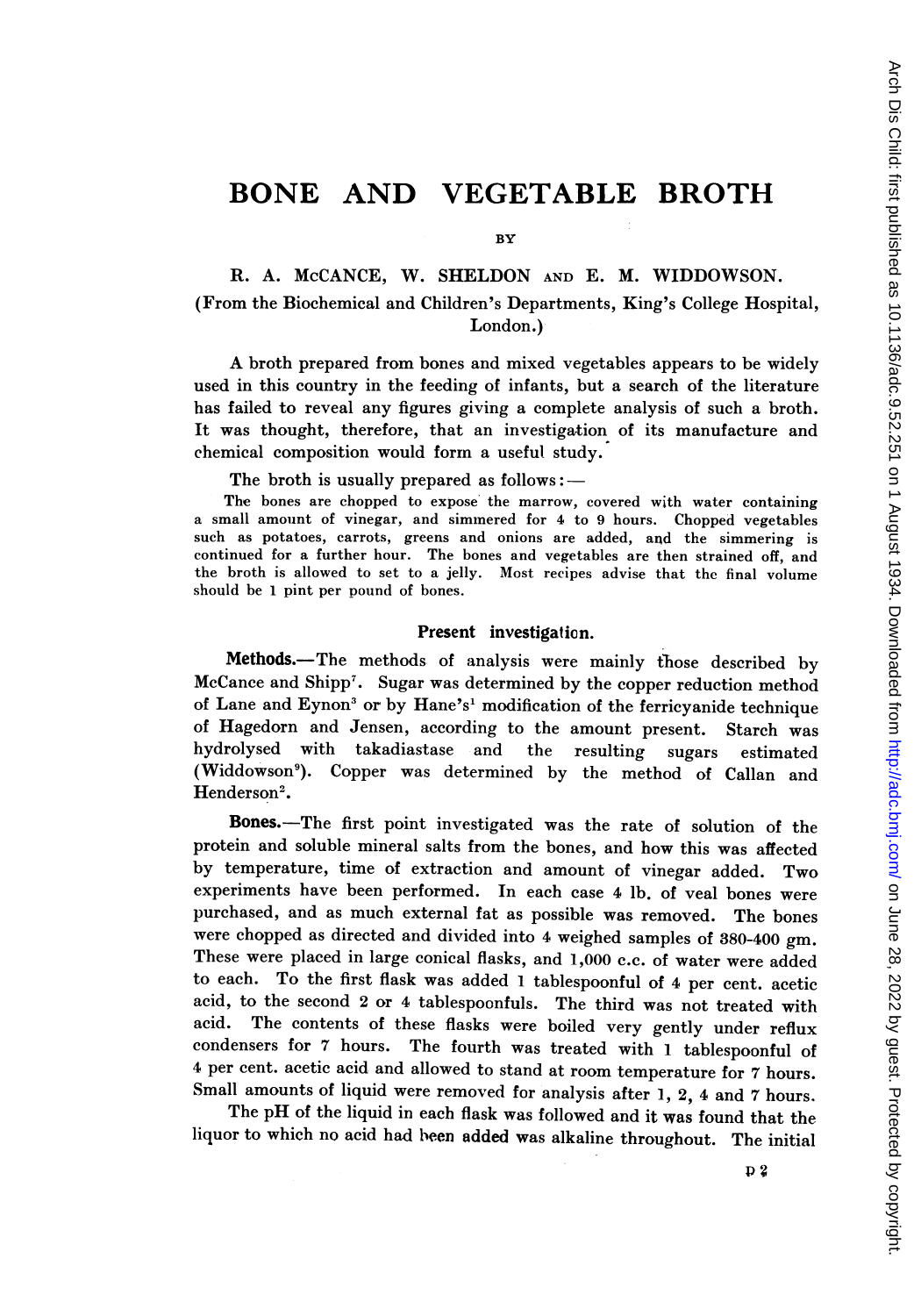# BONE AND VEGETABLE BROTH

BY

R. A. McCANCE, W. SHELDON AND E. M. WIDDOWSON.

(From the Biochemical and Children's Departments, King's College Hospital, London.)

A broth prepared from bones and mixed vegetables appears to be widely used in this country in the feeding of infants, but a search of the literature has failed to reveal any figures giving a complete analysis of such a broth. It was thought, therefore, that an investigation of its manufacture and chemical composition would form a useful study.

The broth is usually prepared as follows:—

The bones are chopped to expose the marrow, covered with water containing a small amount of vinegar, and simmered for 4 to 9 hours. Chopped vegetables such as potatoes, carrots, greens and onions are added, and the simmering is continued for a further hour. The bones and vegetables are then strained off, and the broth is allowed to set to a jelly. Most recipes advise that the final volume should be 1 pint per pound of bones.

## Present investigation.

**Methods.**—The methods of analysis were mainly those described by McCance and Shipp[7]. Sugar was determined by the copper reduction method of Lane and Eynon[3] or by Hane's[1] modification of the ferricyanide technique of Hagedorn and Jensen, according to the amount present. Starch was hydrolysed with takadiastase and the resulting sugars estimated (Widdowson[9]). Copper was determined by the method of Callan and Henderson[2].

**Bones.**—The first point investigated was the rate of solution of the protein and soluble mineral salts from the bones, and how this was affected by temperature, time of extraction and amount of vinegar added. Two experiments have been performed. In each case 4 lb. of veal bones were purchased, and as much external fat as possible was removed. The bones were chopped as directed and divided into 4 weighed samples of 380-400 gm. These were placed in large conical flasks, and 1,000 c.c. of water were added to each. To the first flask was added 1 tablespoonful of 4 per cent. acetic acid, to the second 2 or 4 tablespoonfuls. The third was not treated with acid. The contents of these flasks were boiled very gently under reflux condensers for 7 hours. The fourth was treated with 1 tablespoonful of 4 per cent. acetic acid and allowed to stand at room temperature for 7 hours. Small amounts of liquid were removed for analysis after 1, 2, 4 and 7 hours.

The pH of the liquid in each flask was followed and it was found that the liquor to which no acid had been added was alkaline throughout. The initial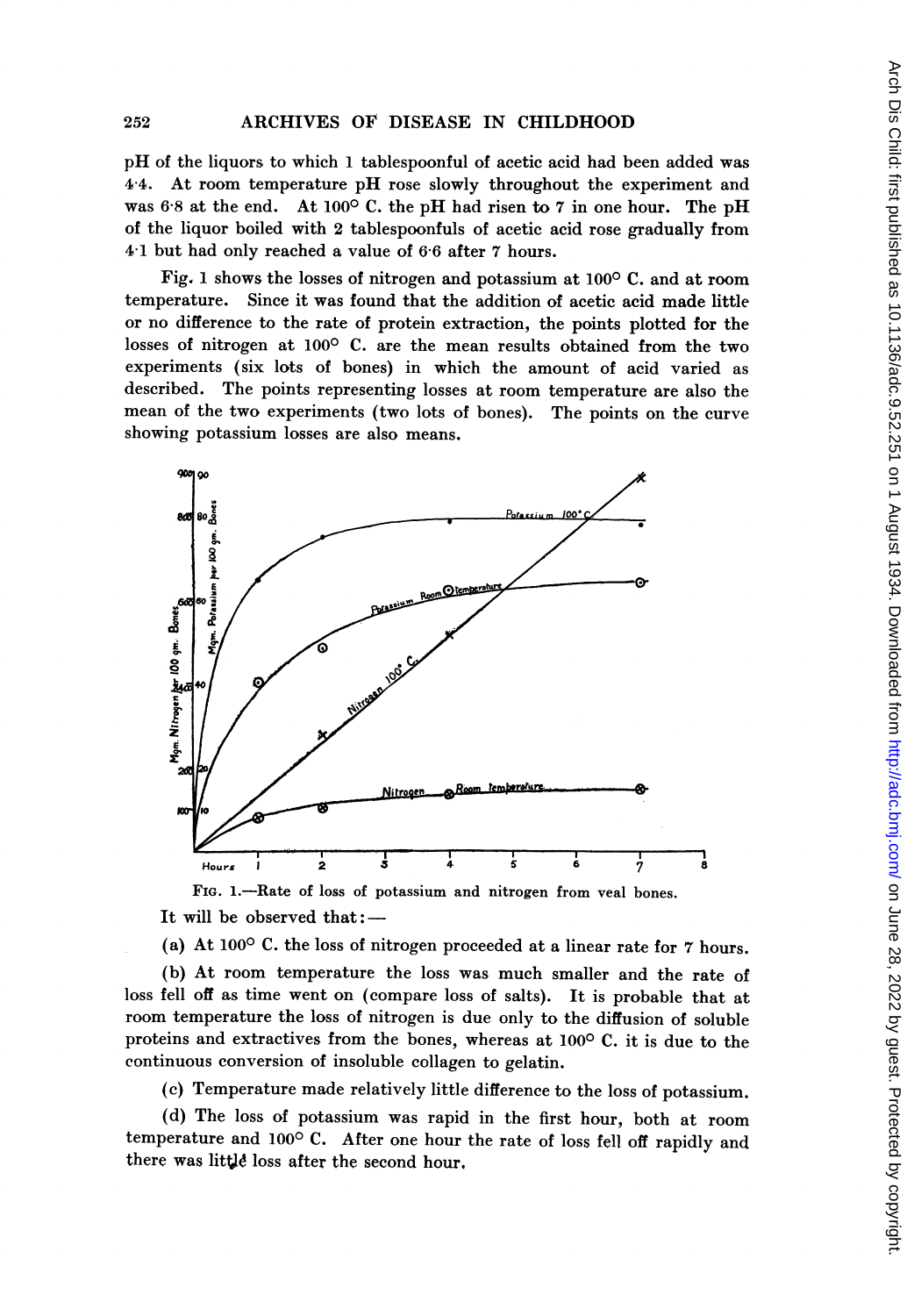pH of the liquors to which 1 tablespoonful of acetic acid had been added was 4·4. At room temperature pH rose slowly throughout the experiment and was 6·8 at the end. At 100° C. the pH had risen to 7 in one hour. The pH of the liquor boiled with 2 tablespoonfuls of acetic acid rose gradually from 4·1 but had only reached a value of 6·6 after 7 hours.

Fig. 1 shows the losses of nitrogen and potassium at 100° C. and at room temperature. Since it was found that the addition of acetic acid made little or no difference to the rate of protein extraction, the points plotted for the losses of nitrogen at 100° C. are the mean results obtained from the two experiments (six lots of bones) in which the amount of acid varied as described. The points representing losses at room temperature are also the mean of the two experiments (two lots of bones). The points on the curve showing potassium losses are also means.

FIG. 1.—Rate of loss of potassium and nitrogen from veal bones.

It will be observed that:—

(a) At 100° C. the loss of nitrogen proceeded at a linear rate for 7 hours.

(b) At room temperature the loss was much smaller and the rate of loss fell off as time went on (compare loss of salts). It is probable that at room temperature the loss of nitrogen is due only to the diffusion of soluble proteins and extractives from the bones, whereas at 100° C. it is due to the continuous conversion of insoluble collagen to gelatin.

(c) Temperature made relatively little difference to the loss of potassium.

(d) The loss of potassium was rapid in the first hour, both at room temperature and 100° C. After one hour the rate of loss fell off rapidly and there was little loss after the second hour.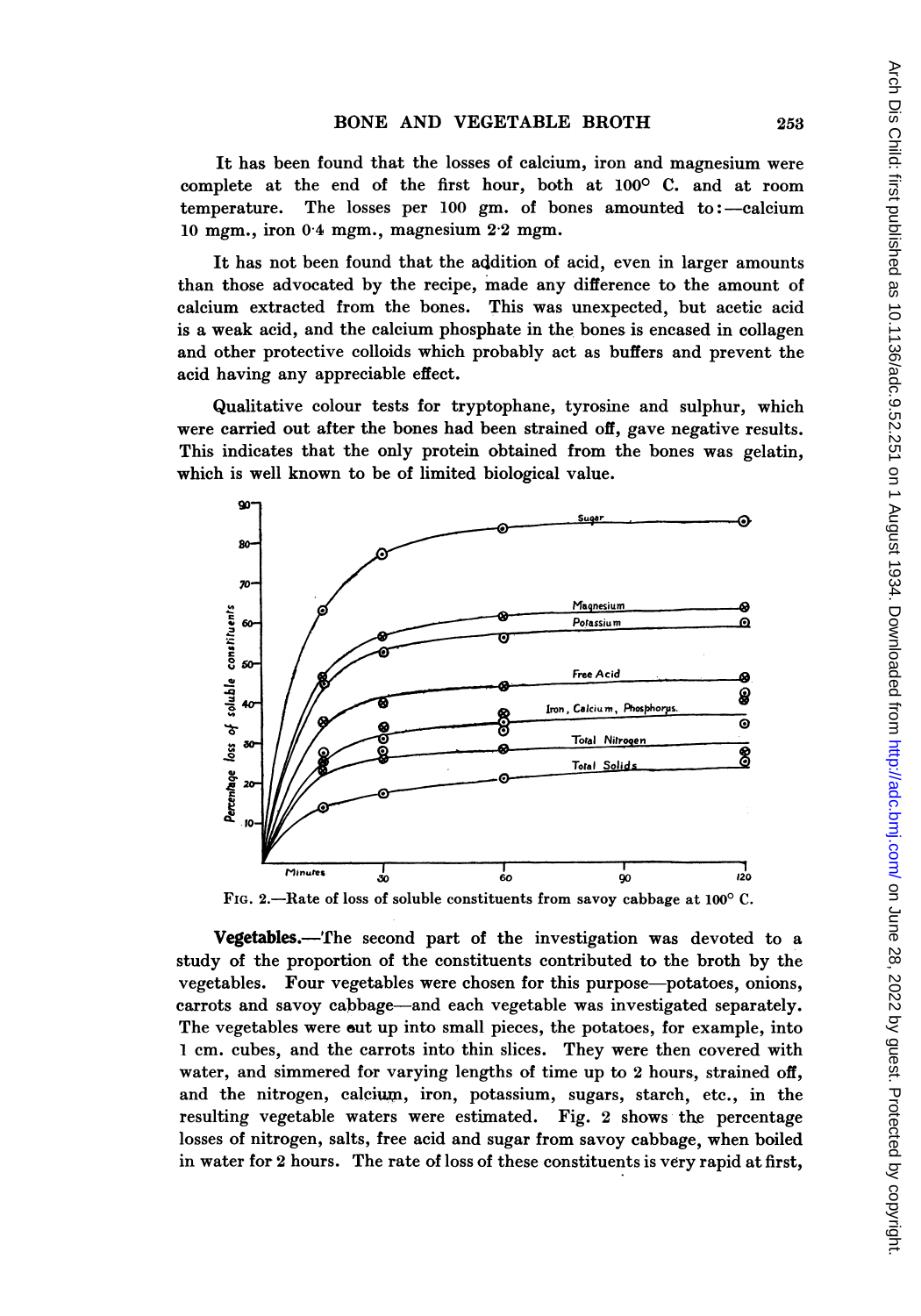It has been found that the losses of calcium, iron and magnesium were complete at the end of the first hour, both at 100° C. and at room temperature. The losses per 100 gm. of bones amounted to:—calcium 10 mgm., iron 0·4 mgm., magnesium 2·2 mgm.

It has not been found that the addition of acid, even in larger amounts than those advocated by the recipe, made any difference to the amount of calcium extracted from the bones. This was unexpected, but acetic acid is a weak acid, and the calcium phosphate in the bones is encased in collagen and other protective colloids which probably act as buffers and prevent the acid having any appreciable effect.

Qualitative colour tests for tryptophane, tyrosine and sulphur, which were carried out after the bones had been strained off, gave negative results. This indicates that the only protein obtained from the bones was gelatin, which is well known to be of limited biological value.

FIG. 2.—Rate of loss of soluble constituents from savoy cabbage at 100° C.

**Vegetables.**—The second part of the investigation was devoted to a study of the proportion of the constituents contributed to the broth by the vegetables. Four vegetables were chosen for this purpose—potatoes, onions, carrots and savoy cabbage—and each vegetable was investigated separately. The vegetables were cut up into small pieces, the potatoes, for example, into 1 cm. cubes, and the carrots into thin slices. They were then covered with water, and simmered for varying lengths of time up to 2 hours, strained off, and the nitrogen, calcium, iron, potassium, sugars, starch, etc., in the resulting vegetable waters were estimated. Fig. 2 shows the percentage losses of nitrogen, salts, free acid and sugar from savoy cabbage, when boiled in water for 2 hours. The rate of loss of these constituents is very rapid at first,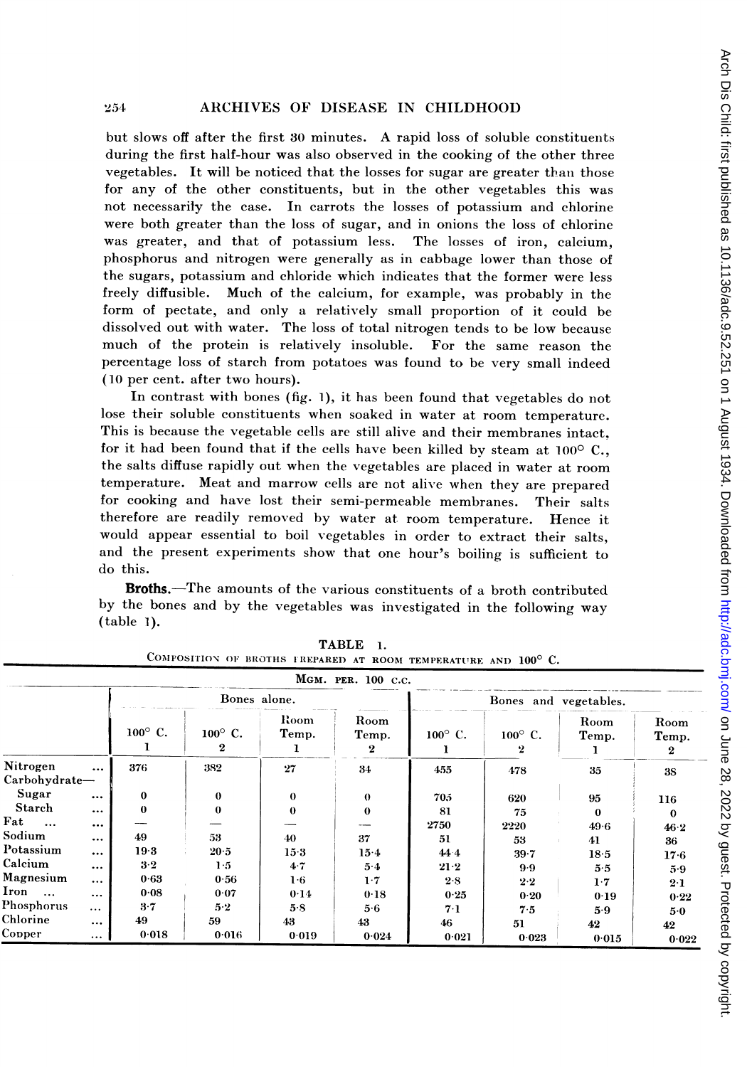but slows off after the first 30 minutes. A rapid loss of soluble constituents during the first half-hour was also observed in the cooking of the other three vegetables. It will be noticed that the losses for sugar are greater than those for any of the other constituents, but in the other vegetables this was not necessarily the case. In carrots the losses of potassium and chlorine were both greater than the loss of sugar, and in onions the loss of chlorine was greater, and that of potassium less. The losses of iron, calcium, phosphorus and nitrogen were generally as in cabbage lower than those of the sugars, potassium and chloride which indicates that the former were less freely diffusible. Much of the calcium, for example, was probably in the form of pectate, and only a relatively small proportion of it could be dissolved out with water. The loss of total nitrogen tends to be low because much of the protein is relatively insoluble. For the same reason the percentage loss of starch from potatoes was found to be very small indeed (10 per cent. after two hours).

In contrast with bones (fig. 1), it has been found that vegetables do not lose their soluble constituents when soaked in water at room temperature. This is because the vegetable cells are still alive and their membranes intact, for it had been found that if the cells have been killed by steam at 100° C., the salts diffuse rapidly out when the vegetables are placed in water at room temperature. Meat and marrow cells are not alive when they are prepared for cooking and have lost their semi-permeable membranes. Their salts therefore are readily removed by water at room temperature. Hence it would appear essential to boil vegetables in order to extract their salts, and the present experiments show that one hour's boiling is sufficient to do this.

**Broths.**—The amounts of the various constituents of a broth contributed by the bones and by the vegetables was investigated in the following way (table 1).

TABLE 1.
COMPOSITION OF BROTHS PREPARED AT ROOM TEMPERATURE AND 100° C.

MGM. PER. 100 C.C.

| | Bones alone. | | | | Bones and vegetables. | | | |
|---|---|---|---|---|---|---|---|---|
| | 100° C. 1 | 100° C. 2 | Room Temp. 1 | Room Temp. 2 | 100° C. 1 | 100° C. 2 | Room Temp. 1 | Room Temp. 2 |
| Nitrogen ... | 376 | 382 | 27 | 34 | 455 | 478 | 35 | 38 |
| Carbohydrate— | | | | | | | | |
| Sugar ... | 0 | 0 | 0 | 0 | 705 | 620 | 95 | 116 |
| Starch ... | 0 | 0 | 0 | 0 | 81 | 75 | 0 | 0 |
| Fat ... ... | — | — | — | — | 2750 | 2220 | 49·6 | 46·2 |
| Sodium ... | 49 | 53 | 40 | 37 | 51 | 53 | 41 | 36 |
| Potassium ... | 19·3 | 20·5 | 15·3 | 15·4 | 44·4 | 39·7 | 18·5 | 17·6 |
| Calcium ... | 3·2 | 1·5 | 4·7 | 5·4 | 21·2 | 9·9 | 5·5 | 5·9 |
| Magnesium ... | 0·63 | 0·56 | 1·6 | 1·7 | 2·8 | 2·2 | 1·7 | 2·1 |
| Iron ... ... | 0·08 | 0·07 | 0·14 | 0·18 | 0·25 | 0·20 | 0·19 | 0·22 |
| Phosphorus ... | 3·7 | 5·2 | 5·8 | 5·6 | 7·1 | 7·5 | 5·9 | 5·0 |
| Chlorine ... | 49 | 59 | 43 | 43 | 46 | 51 | 42 | 42 |
| Copper ... | 0·018 | 0·016 | 0·019 | 0·024 | 0·021 | 0·023 | 0·015 | 0·022 |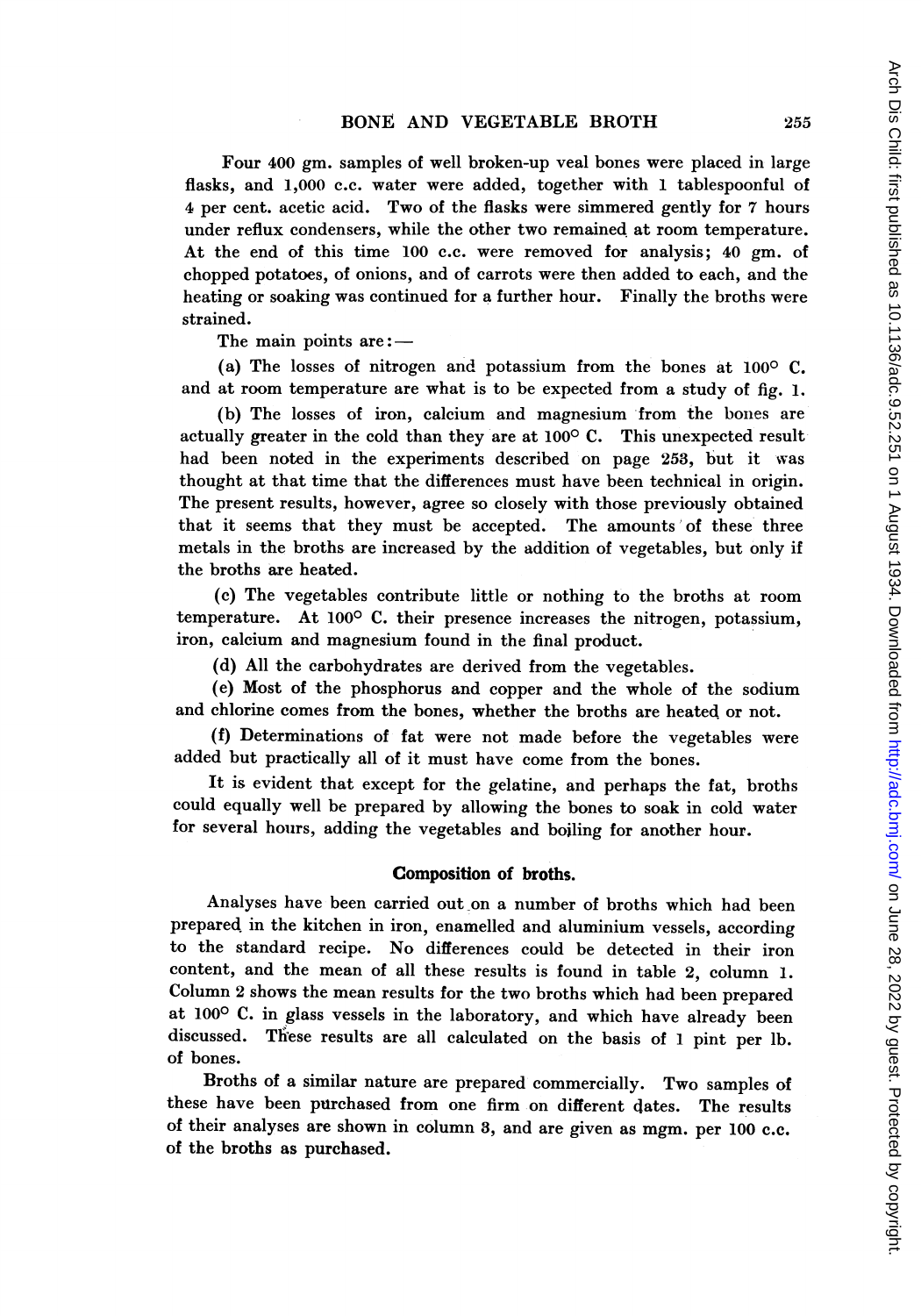Four 400 gm. samples of well broken-up veal bones were placed in large flasks, and 1,000 c.c. water were added, together with 1 tablespoonful of 4 per cent. acetic acid. Two of the flasks were simmered gently for 7 hours under reflux condensers, while the other two remained at room temperature. At the end of this time 100 c.c. were removed for analysis; 40 gm. of chopped potatoes, of onions, and of carrots were then added to each, and the heating or soaking was continued for a further hour. Finally the broths were strained.

The main points are:—

(a) The losses of nitrogen and potassium from the bones at 100° C. and at room temperature are what is to be expected from a study of fig. 1.

(b) The losses of iron, calcium and magnesium from the bones are actually greater in the cold than they are at 100° C. This unexpected result had been noted in the experiments described on page 253, but it was thought at that time that the differences must have been technical in origin. The present results, however, agree so closely with those previously obtained that it seems that they must be accepted. The amounts of these three metals in the broths are increased by the addition of vegetables, but only if the broths are heated.

(c) The vegetables contribute little or nothing to the broths at room temperature. At 100° C. their presence increases the nitrogen, potassium, iron, calcium and magnesium found in the final product.

(d) All the carbohydrates are derived from the vegetables.

(e) Most of the phosphorus and copper and the whole of the sodium and chlorine comes from the bones, whether the broths are heated or not.

(f) Determinations of fat were not made before the vegetables were added but practically all of it must have come from the bones.

It is evident that except for the gelatine, and perhaps the fat, broths could equally well be prepared by allowing the bones to soak in cold water for several hours, adding the vegetables and boiling for another hour.

## Composition of broths.

Analyses have been carried out on a number of broths which had been prepared in the kitchen in iron, enamelled and aluminium vessels, according to the standard recipe. No differences could be detected in their iron content, and the mean of all these results is found in table 2, column 1. Column 2 shows the mean results for the two broths which had been prepared at 100° C. in glass vessels in the laboratory, and which have already been discussed. These results are all calculated on the basis of 1 pint per lb. of bones.

Broths of a similar nature are prepared commercially. Two samples of these have been purchased from one firm on different dates. The results of their analyses are shown in column 3, and are given as mgm. per 100 c.c. of the broths as purchased.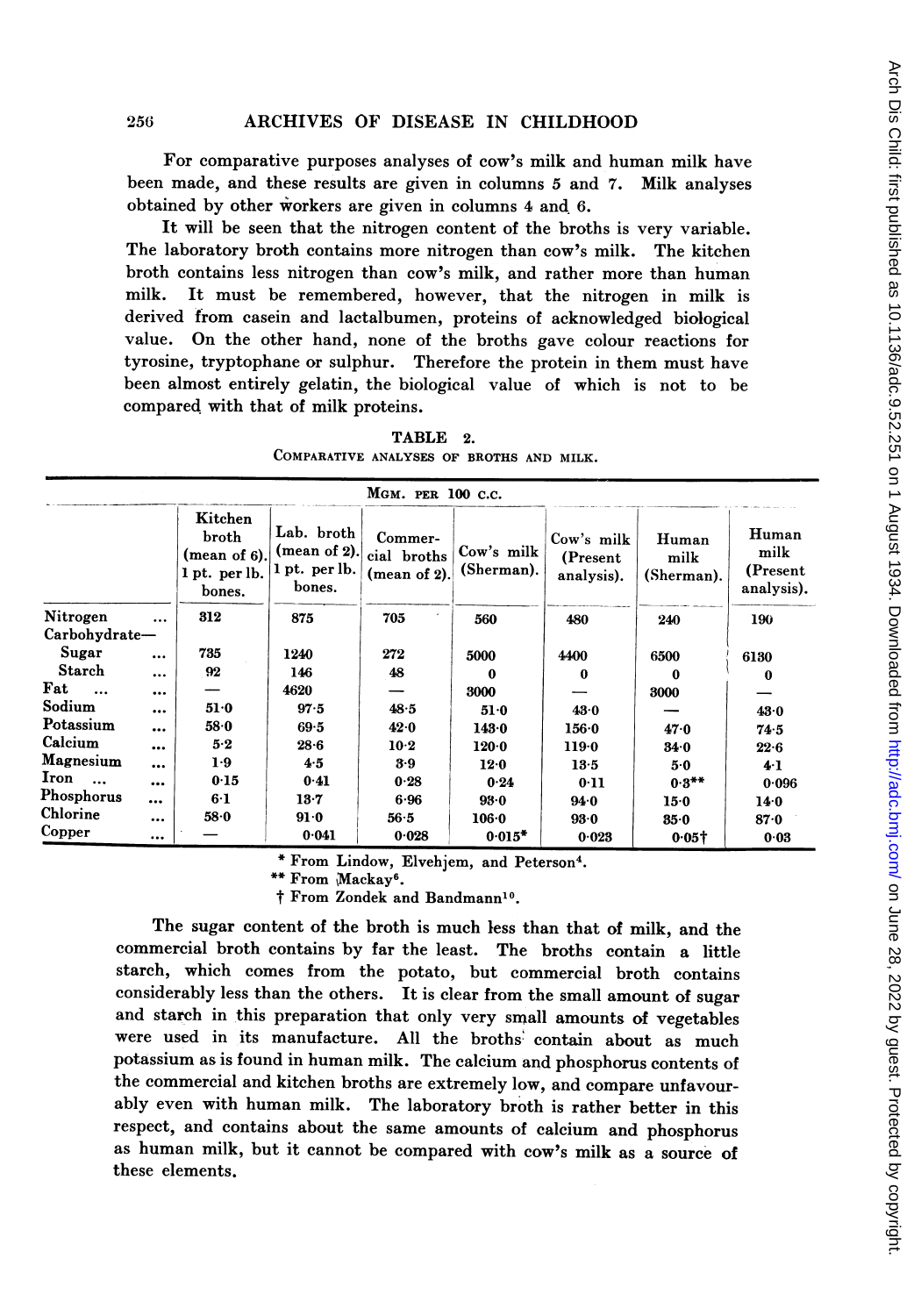For comparative purposes analyses of cow's milk and human milk have been made, and these results are given in columns 5 and 7. Milk analyses obtained by other workers are given in columns 4 and 6.

It will be seen that the nitrogen content of the broths is very variable. The laboratory broth contains more nitrogen than cow's milk. The kitchen broth contains less nitrogen than cow's milk, and rather more than human milk. It must be remembered, however, that the nitrogen in milk is derived from casein and lactalbumen, proteins of acknowledged biological value. On the other hand, none of the broths gave colour reactions for tyrosine, tryptophane or sulphur. Therefore the protein in them must have been almost entirely gelatin, the biological value of which is not to be compared with that of milk proteins.

TABLE 2.
COMPARATIVE ANALYSES OF BROTHS AND MILK.

| | MGM. PER 100 C.C. | | | | | | |
|---|---|---|---|---|---|---|---|
| | Kitchen broth (mean of 6). 1 pt. per lb. bones. | Lab. broth (mean of 2). 1 pt. per lb. bones. | Commercial broths (mean of 2). | Cow's milk (Sherman). | Cow's milk (Present analysis). | Human milk (Sherman). | Human milk (Present analysis). |
| Nitrogen ... | 312 | 875 | 705 | 560 | 480 | 240 | 190 |
| Carbohydrate— | | | | | | | |
| Sugar ... | 735 | 1240 | 272 | 5000 | 4400 | 6500 | 6130 |
| Starch ... | 92 | 146 | 48 | 0 | 0 | 0 | 0 |
| Fat ... ... | — | 4620 | — | 3000 | — | 3000 | — |
| Sodium ... | 51·0 | 97·5 | 48·5 | 51·0 | 43·0 | — | 43·0 |
| Potassium ... | 58·0 | 69·5 | 42·0 | 143·0 | 156·0 | 47·0 | 74·5 |
| Calcium ... | 5·2 | 28·6 | 10·2 | 120·0 | 119·0 | 34·0 | 22·6 |
| Magnesium ... | 1·9 | 4·5 | 3·9 | 12·0 | 13·5 | 5·0 | 4·1 |
| Iron ... ... | 0·15 | 0·41 | 0·28 | 0·24 | 0·11 | 0·3** | 0·096 |
| Phosphorus ... | 6·1 | 13·7 | 6·96 | 93·0 | 94·0 | 15·0 | 14·0 |
| Chlorine ... | 58·0 | 91·0 | 56·5 | 106·0 | 93·0 | 85·0 | 87·0 |
| Copper ... | — | 0·041 | 0·028 | 0·015* | 0·023 | 0·05† | 0·03 |

\* From Lindow, Elvehjem, and Peterson[4].
\** From Mackay[6].
† From Zondek and Bandmann[10].

The sugar content of the broth is much less than that of milk, and the commercial broth contains by far the least. The broths contain a little starch, which comes from the potato, but commercial broth contains considerably less than the others. It is clear from the small amount of sugar and starch in this preparation that only very small amounts of vegetables were used in its manufacture. All the broths contain about as much potassium as is found in human milk. The calcium and phosphorus contents of the commercial and kitchen broths are extremely low, and compare unfavourably even with human milk. The laboratory broth is rather better in this respect, and contains about the same amounts of calcium and phosphorus as human milk, but it cannot be compared with cow's milk as a source of these elements.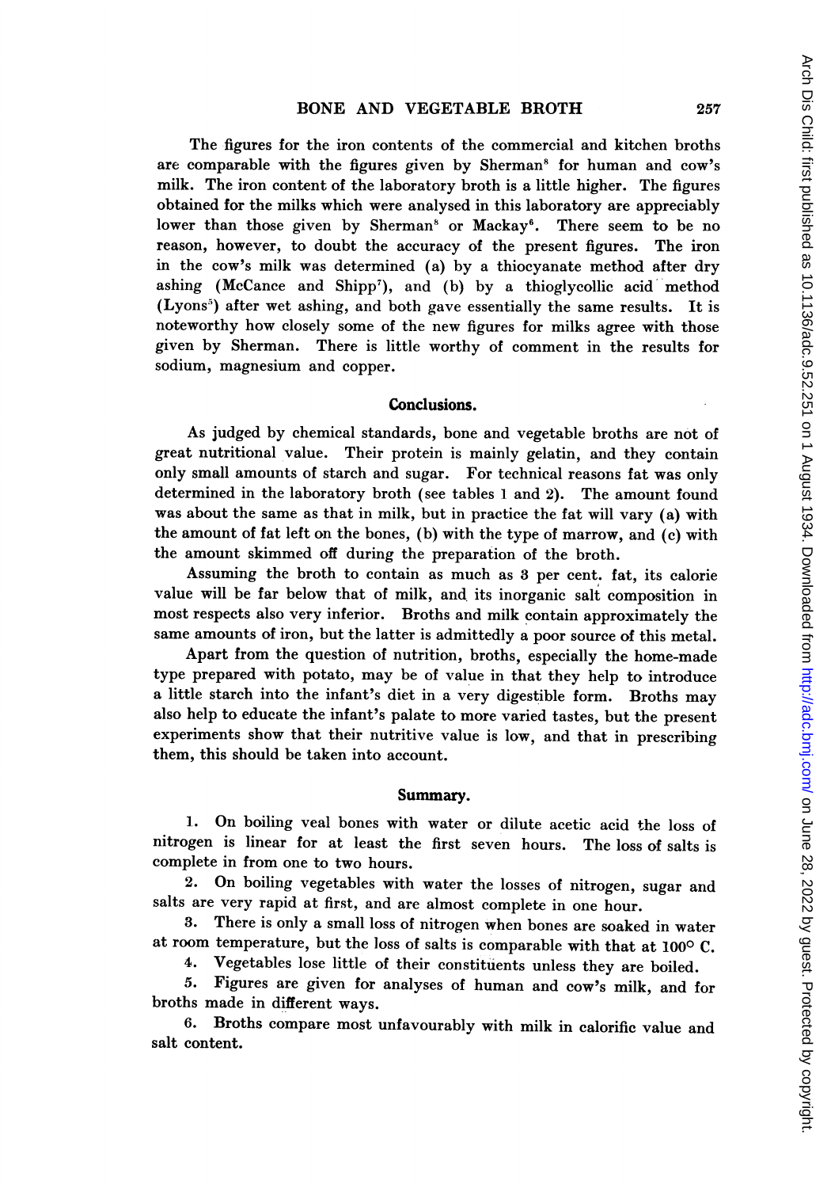The figures for the iron contents of the commercial and kitchen broths are comparable with the figures given by Sherman[8] for human and cow's milk. The iron content of the laboratory broth is a little higher. The figures obtained for the milks which were analysed in this laboratory are appreciably lower than those given by Sherman[8] or Mackay[6]. There seem to be no reason, however, to doubt the accuracy of the present figures. The iron in the cow's milk was determined (a) by a thiocyanate method after dry ashing (McCance and Shipp[7]), and (b) by a thioglycollic acid method (Lyons[5]) after wet ashing, and both gave essentially the same results. It is noteworthy how closely some of the new figures for milks agree with those given by Sherman. There is little worthy of comment in the results for sodium, magnesium and copper.

## Conclusions.

As judged by chemical standards, bone and vegetable broths are not of great nutritional value. Their protein is mainly gelatin, and they contain only small amounts of starch and sugar. For technical reasons fat was only determined in the laboratory broth (see tables 1 and 2). The amount found was about the same as that in milk, but in practice the fat will vary (a) with the amount of fat left on the bones, (b) with the type of marrow, and (c) with the amount skimmed off during the preparation of the broth.

Assuming the broth to contain as much as 3 per cent. fat, its calorie value will be far below that of milk, and its inorganic salt composition in most respects also very inferior. Broths and milk contain approximately the same amounts of iron, but the latter is admittedly a poor source of this metal.

Apart from the question of nutrition, broths, especially the home-made type prepared with potato, may be of value in that they help to introduce a little starch into the infant's diet in a very digestible form. Broths may also help to educate the infant's palate to more varied tastes, but the present experiments show that their nutritive value is low, and that in prescribing them, this should be taken into account.

## Summary.

1. On boiling veal bones with water or dilute acetic acid the loss of nitrogen is linear for at least the first seven hours. The loss of salts is complete in from one to two hours.

2. On boiling vegetables with water the losses of nitrogen, sugar and salts are very rapid at first, and are almost complete in one hour.

3. There is only a small loss of nitrogen when bones are soaked in water at room temperature, but the loss of salts is comparable with that at 100° C.

4. Vegetables lose little of their constituents unless they are boiled.

5. Figures are given for analyses of human and cow's milk, and for broths made in different ways.

6. Broths compare most unfavourably with milk in calorific value and salt content.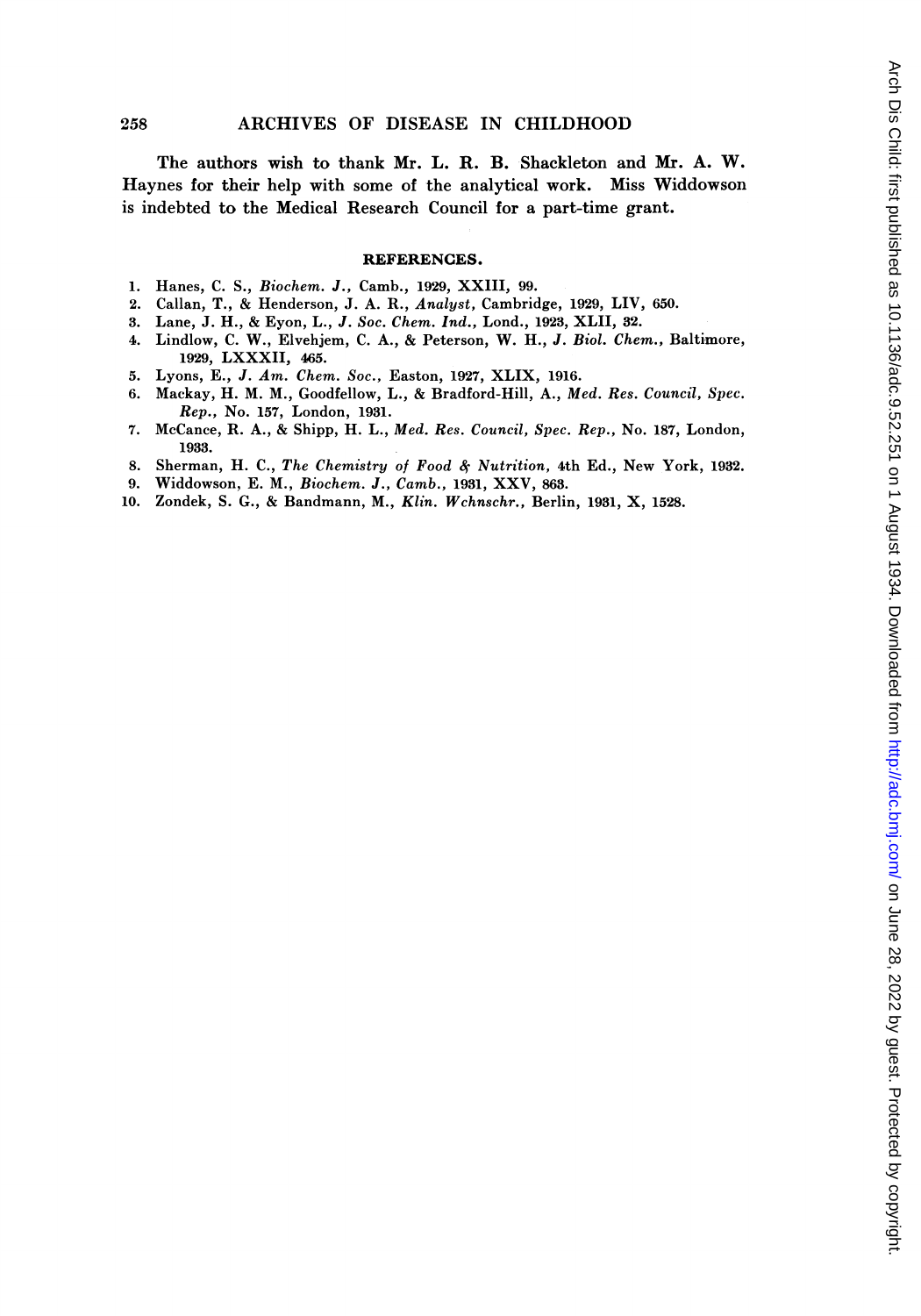The authors wish to thank Mr. L. R. B. Shackleton and Mr. A. W. Haynes for their help with some of the analytical work. Miss Widdowson is indebted to the Medical Research Council for a part-time grant.

## REFERENCES.

1. Hanes, C. S., *Biochem. J.*, Camb., 1929, **XXIII**, 99.
2. Callan, T., & Henderson, J. A. R., *Analyst*, Cambridge, 1929, **LIV**, 650.
3. Lane, J. H., & Eyon, L., *J. Soc. Chem. Ind.*, Lond., 1923, **XLII**, 32.
4. Lindlow, C. W., Elvehjem, C. A., & Peterson, W. H., *J. Biol. Chem.*, Baltimore, 1929, **LXXXII**, 465.
5. Lyons, E., *J. Am. Chem. Soc.*, Easton, 1927, **XLIX**, 1916.
6. Mackay, H. M. M., Goodfellow, L., & Bradford-Hill, A., *Med. Res. Council, Spec. Rep.*, No. 157, London, 1931.
7. McCance, R. A., & Shipp, H. L., *Med. Res. Council, Spec. Rep.*, No. 187, London, 1933.
8. Sherman, H. C., *The Chemistry of Food & Nutrition*, 4th Ed., New York, 1932.
9. Widdowson, E. M., *Biochem. J., Camb.*, 1931, **XXV**, 863.
10. Zondek, S. G., & Bandmann, M., *Klin. Wchnschr.*, Berlin, 1931, **X**, 1528.